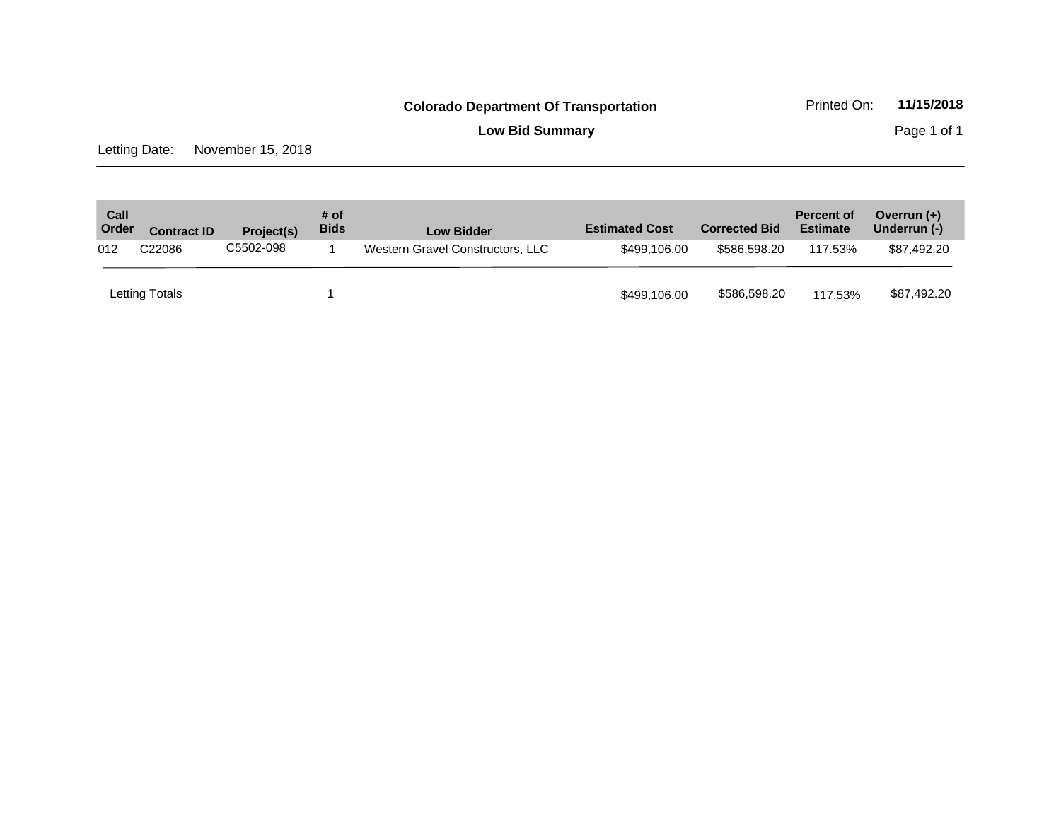**Colorado Department Of Transportation**

Printed On: **11/15/2018**

**Low Bid Summary**

Letting Date: November 15, 2018

| Call Order | Contract ID | Project(s) | # of Bids | Low Bidder | Estimated Cost | Corrected Bid | Percent of Estimate | Overrun (+) Underrun (-) |
|---|---|---|---|---|---|---|---|---|
| 012 | C22086 | C5502-098 | 1 | Western Gravel Constructors, LLC | $499,106.00 | $586,598.20 | 117.53% | $87,492.20 |
| Letting Totals | | | 1 | | $499,106.00 | $586,598.20 | 117.53% | $87,492.20 |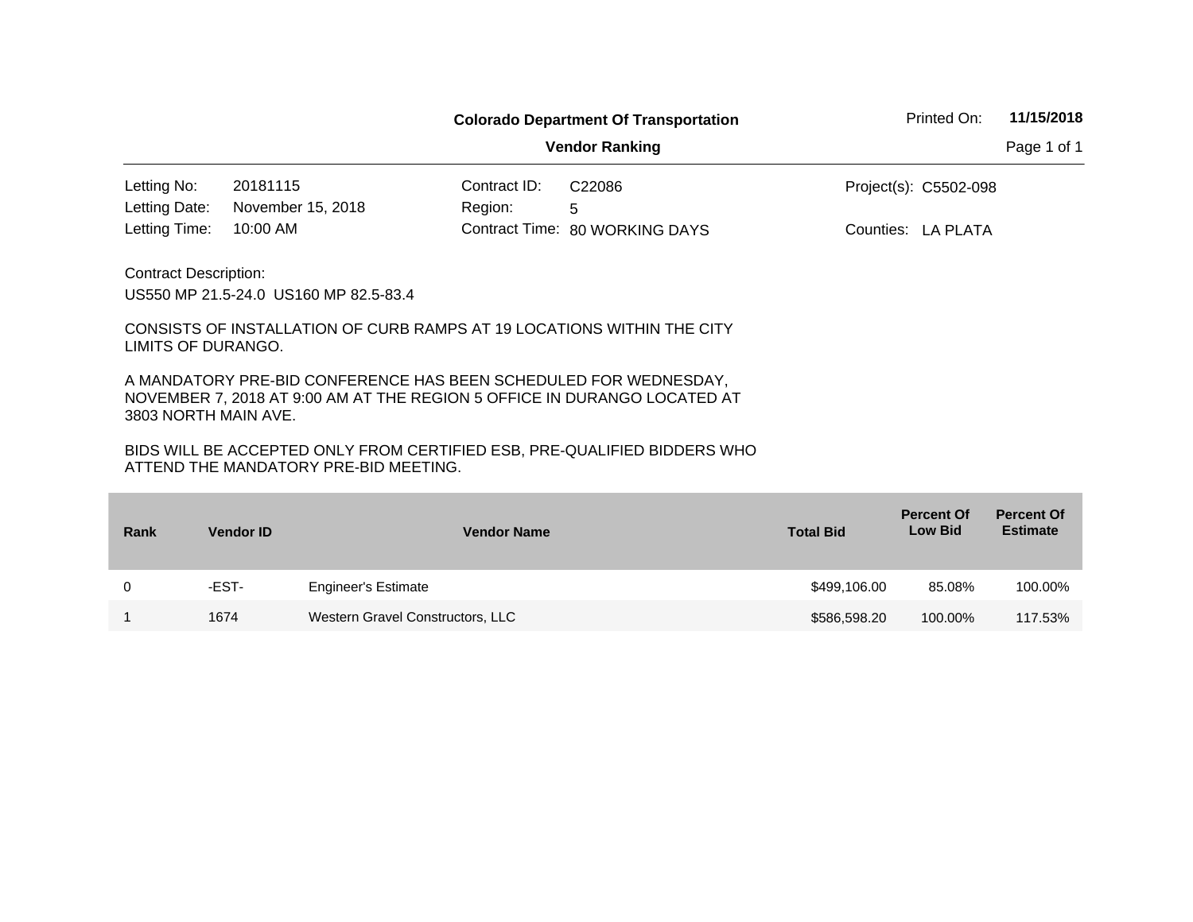**Colorado Department Of Transportation**

**Vendor Ranking**

Printed On: **11/15/2018**

| | | | | | |
|---|---|---|---|---|---|
| Letting No: | 20181115 | Contract ID: | C22086 | Project(s): | C5502-098 |
| Letting Date: | November 15, 2018 | Region: | 5 | | |
| Letting Time: | 10:00 AM | Contract Time: | 80 WORKING DAYS | Counties: | LA PLATA |

Contract Description:

US550 MP 21.5-24.0 US160 MP 82.5-83.4

CONSISTS OF INSTALLATION OF CURB RAMPS AT 19 LOCATIONS WITHIN THE CITY LIMITS OF DURANGO.

A MANDATORY PRE-BID CONFERENCE HAS BEEN SCHEDULED FOR WEDNESDAY, NOVEMBER 7, 2018 AT 9:00 AM AT THE REGION 5 OFFICE IN DURANGO LOCATED AT 3803 NORTH MAIN AVE.

BIDS WILL BE ACCEPTED ONLY FROM CERTIFIED ESB, PRE-QUALIFIED BIDDERS WHO ATTEND THE MANDATORY PRE-BID MEETING.

| Rank | Vendor ID | Vendor Name | Total Bid | Percent Of Low Bid | Percent Of Estimate |
|---|---|---|---|---|---|
| 0 | -EST- | Engineer's Estimate | $499,106.00 | 85.08% | 100.00% |
| 1 | 1674 | Western Gravel Constructors, LLC | $586,598.20 | 100.00% | 117.53% |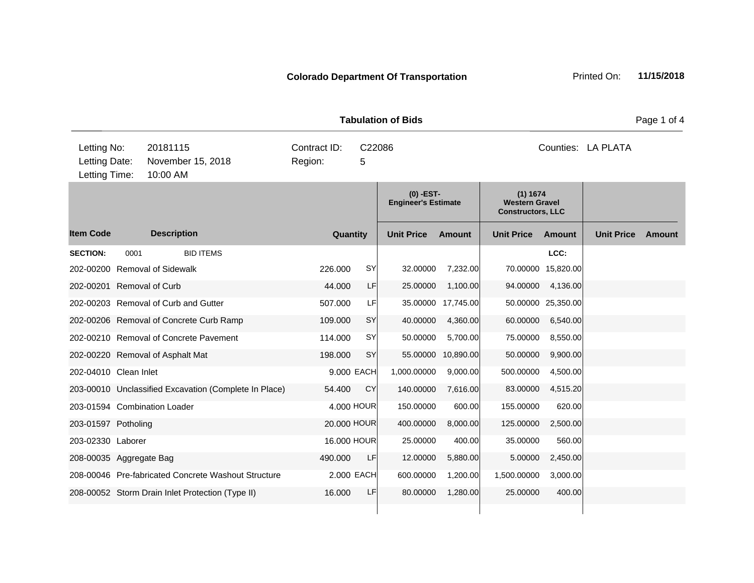**Colorado Department Of Transportation**

Printed On: **11/15/2018**

**Tabulation of Bids**

| Letting No: | 20181115 | Contract ID: | C22086 | Counties: | LA PLATA |
|---|---|---|---|---|---|
| Letting Date: | November 15, 2018 | Region: | 5 | | |
| Letting Time: | 10:00 AM | | | | |

| | | | | (0) -EST- Engineer's Estimate | | (1) 1674 Western Gravel Constructors, LLC | | | |
|---|---|---|---|---|---|---|---|---|---|
| **Item Code** | **Description** | **Quantity** | | **Unit Price** | **Amount** | **Unit Price** | **Amount** | **Unit Price** | **Amount** |
| **SECTION:** | 0001 BID ITEMS | | | | | | LCC: | | |
| 202-00200 | Removal of Sidewalk | 226.000 | SY | 32.00000 | 7,232.00 | 70.00000 | 15,820.00 | | |
| 202-00201 | Removal of Curb | 44.000 | LF | 25.00000 | 1,100.00 | 94.00000 | 4,136.00 | | |
| 202-00203 | Removal of Curb and Gutter | 507.000 | LF | 35.00000 | 17,745.00 | 50.00000 | 25,350.00 | | |
| 202-00206 | Removal of Concrete Curb Ramp | 109.000 | SY | 40.00000 | 4,360.00 | 60.00000 | 6,540.00 | | |
| 202-00210 | Removal of Concrete Pavement | 114.000 | SY | 50.00000 | 5,700.00 | 75.00000 | 8,550.00 | | |
| 202-00220 | Removal of Asphalt Mat | 198.000 | SY | 55.00000 | 10,890.00 | 50.00000 | 9,900.00 | | |
| 202-04010 | Clean Inlet | 9.000 | EACH | 1,000.00000 | 9,000.00 | 500.00000 | 4,500.00 | | |
| 203-00010 | Unclassified Excavation (Complete In Place) | 54.400 | CY | 140.00000 | 7,616.00 | 83.00000 | 4,515.20 | | |
| 203-01594 | Combination Loader | 4.000 | HOUR | 150.00000 | 600.00 | 155.00000 | 620.00 | | |
| 203-01597 | Potholing | 20.000 | HOUR | 400.00000 | 8,000.00 | 125.00000 | 2,500.00 | | |
| 203-02330 | Laborer | 16.000 | HOUR | 25.00000 | 400.00 | 35.00000 | 560.00 | | |
| 208-00035 | Aggregate Bag | 490.000 | LF | 12.00000 | 5,880.00 | 5.00000 | 2,450.00 | | |
| 208-00046 | Pre-fabricated Concrete Washout Structure | 2.000 | EACH | 600.00000 | 1,200.00 | 1,500.00000 | 3,000.00 | | |
| 208-00052 | Storm Drain Inlet Protection (Type II) | 16.000 | LF | 80.00000 | 1,280.00 | 25.00000 | 400.00 | | |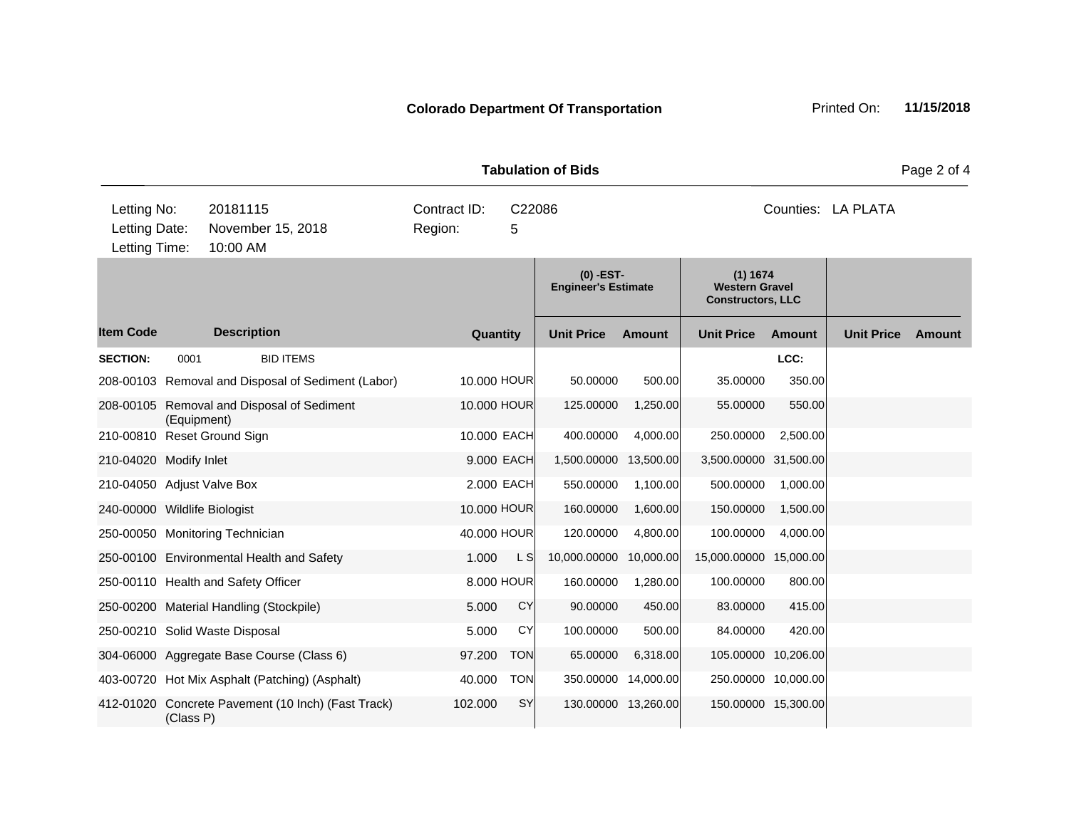**Colorado Department Of Transportation** Printed On: **11/15/2018**

**Tabulation of Bids**

| Letting No: | 20181115 | Contract ID: | C22086 | Counties: | LA PLATA |
|---|---|---|---|---|---|
| Letting Date: | November 15, 2018 | Region: | 5 | | |
| Letting Time: | 10:00 AM | | | | |

| | | | | (0) -EST- Engineer's Estimate | | (1) 1674 Western Gravel Constructors, LLC | | | |
|---|---|---|---|---|---|---|---|---|---|
| **Item Code** | **Description** | **Quantity** | | **Unit Price** | **Amount** | **Unit Price** | **Amount** | **Unit Price** | **Amount** |
| **SECTION:** | 0001 BID ITEMS | | | | | | LCC: | | |
| 208-00103 | Removal and Disposal of Sediment (Labor) | 10.000 | HOUR | 50.00000 | 500.00 | 35.00000 | 350.00 | | |
| 208-00105 | Removal and Disposal of Sediment (Equipment) | 10.000 | HOUR | 125.00000 | 1,250.00 | 55.00000 | 550.00 | | |
| 210-00810 | Reset Ground Sign | 10.000 | EACH | 400.00000 | 4,000.00 | 250.00000 | 2,500.00 | | |
| 210-04020 | Modify Inlet | 9.000 | EACH | 1,500.00000 | 13,500.00 | 3,500.00000 | 31,500.00 | | |
| 210-04050 | Adjust Valve Box | 2.000 | EACH | 550.00000 | 1,100.00 | 500.00000 | 1,000.00 | | |
| 240-00000 | Wildlife Biologist | 10.000 | HOUR | 160.00000 | 1,600.00 | 150.00000 | 1,500.00 | | |
| 250-00050 | Monitoring Technician | 40.000 | HOUR | 120.00000 | 4,800.00 | 100.00000 | 4,000.00 | | |
| 250-00100 | Environmental Health and Safety | 1.000 | L S | 10,000.00000 | 10,000.00 | 15,000.00000 | 15,000.00 | | |
| 250-00110 | Health and Safety Officer | 8.000 | HOUR | 160.00000 | 1,280.00 | 100.00000 | 800.00 | | |
| 250-00200 | Material Handling (Stockpile) | 5.000 | CY | 90.00000 | 450.00 | 83.00000 | 415.00 | | |
| 250-00210 | Solid Waste Disposal | 5.000 | CY | 100.00000 | 500.00 | 84.00000 | 420.00 | | |
| 304-06000 | Aggregate Base Course (Class 6) | 97.200 | TON | 65.00000 | 6,318.00 | 105.00000 | 10,206.00 | | |
| 403-00720 | Hot Mix Asphalt (Patching) (Asphalt) | 40.000 | TON | 350.00000 | 14,000.00 | 250.00000 | 10,000.00 | | |
| 412-01020 | Concrete Pavement (10 Inch) (Fast Track) (Class P) | 102.000 | SY | 130.00000 | 13,260.00 | 150.00000 | 15,300.00 | | |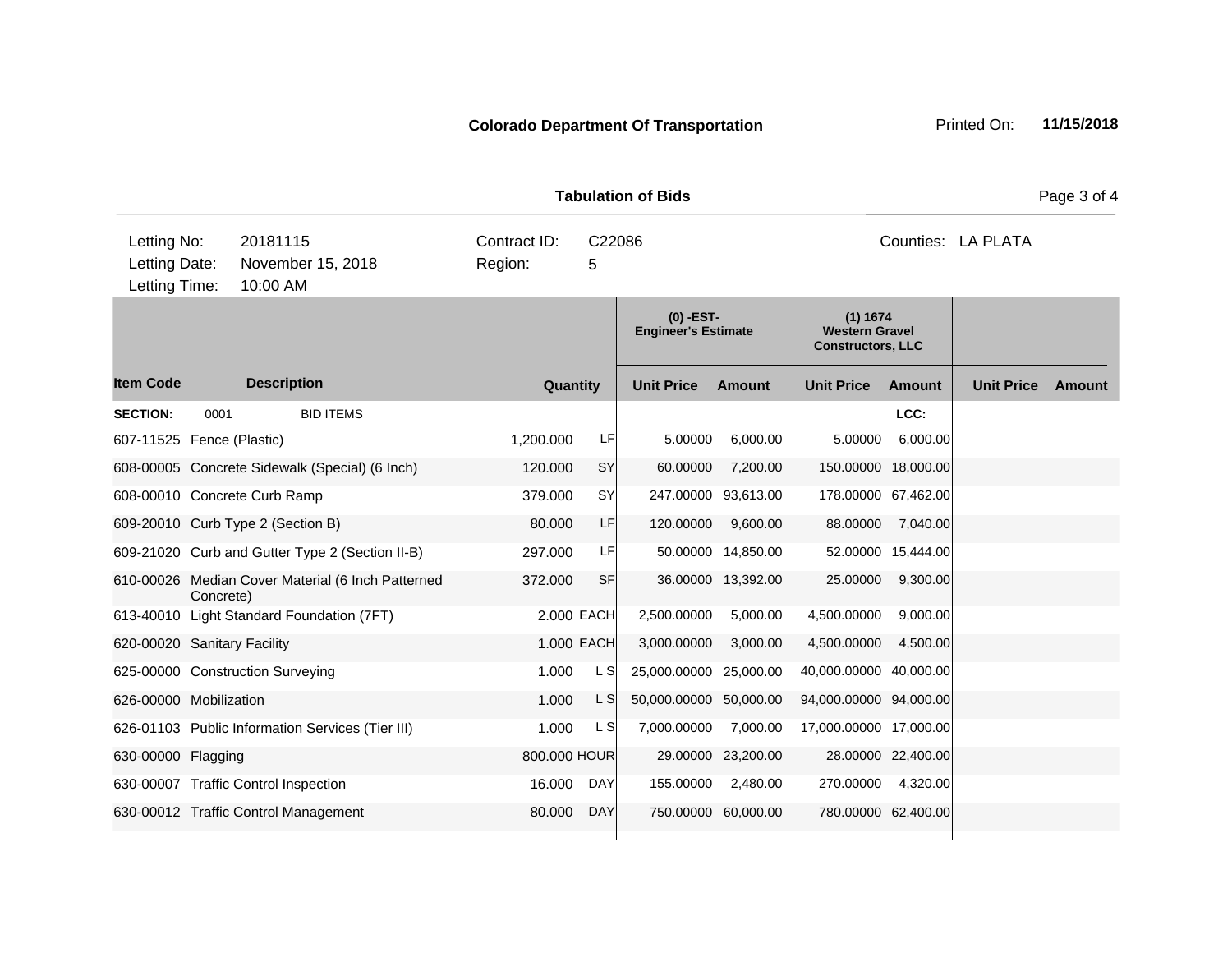**Colorado Department Of Transportation**

Printed On: **11/15/2018**

**Tabulation of Bids**

| | | | |
|---|---|---|---|
| Letting No: | 20181115 | Contract ID: | C22086 |
| Letting Date: | November 15, 2018 | Region: | 5 |
| Letting Time: | 10:00 AM | | |

Counties: LA PLATA

| | | | | (0) -EST- Engineer's Estimate | | (1) 1674 Western Gravel Constructors, LLC | | | |
|---|---|---|---|---|---|---|---|---|---|
| **Item Code** | **Description** | **Quantity** | | **Unit Price** | **Amount** | **Unit Price** | **Amount** | **Unit Price** | **Amount** |
| **SECTION:** | 0001 BID ITEMS | | | | | | LCC: | | |
| 607-11525 | Fence (Plastic) | 1,200.000 | LF | 5.00000 | 6,000.00 | 5.00000 | 6,000.00 | | |
| 608-00005 | Concrete Sidewalk (Special) (6 Inch) | 120.000 | SY | 60.00000 | 7,200.00 | 150.00000 | 18,000.00 | | |
| 608-00010 | Concrete Curb Ramp | 379.000 | SY | 247.00000 | 93,613.00 | 178.00000 | 67,462.00 | | |
| 609-20010 | Curb Type 2 (Section B) | 80.000 | LF | 120.00000 | 9,600.00 | 88.00000 | 7,040.00 | | |
| 609-21020 | Curb and Gutter Type 2 (Section II-B) | 297.000 | LF | 50.00000 | 14,850.00 | 52.00000 | 15,444.00 | | |
| 610-00026 | Median Cover Material (6 Inch Patterned Concrete) | 372.000 | SF | 36.00000 | 13,392.00 | 25.00000 | 9,300.00 | | |
| 613-40010 | Light Standard Foundation (7FT) | 2.000 | EACH | 2,500.00000 | 5,000.00 | 4,500.00000 | 9,000.00 | | |
| 620-00020 | Sanitary Facility | 1.000 | EACH | 3,000.00000 | 3,000.00 | 4,500.00000 | 4,500.00 | | |
| 625-00000 | Construction Surveying | 1.000 | L S | 25,000.00000 | 25,000.00 | 40,000.00000 | 40,000.00 | | |
| 626-00000 | Mobilization | 1.000 | L S | 50,000.00000 | 50,000.00 | 94,000.00000 | 94,000.00 | | |
| 626-01103 | Public Information Services (Tier III) | 1.000 | L S | 7,000.00000 | 7,000.00 | 17,000.00000 | 17,000.00 | | |
| 630-00000 | Flagging | 800.000 | HOUR | 29.00000 | 23,200.00 | 28.00000 | 22,400.00 | | |
| 630-00007 | Traffic Control Inspection | 16.000 | DAY | 155.00000 | 2,480.00 | 270.00000 | 4,320.00 | | |
| 630-00012 | Traffic Control Management | 80.000 | DAY | 750.00000 | 60,000.00 | 780.00000 | 62,400.00 | | |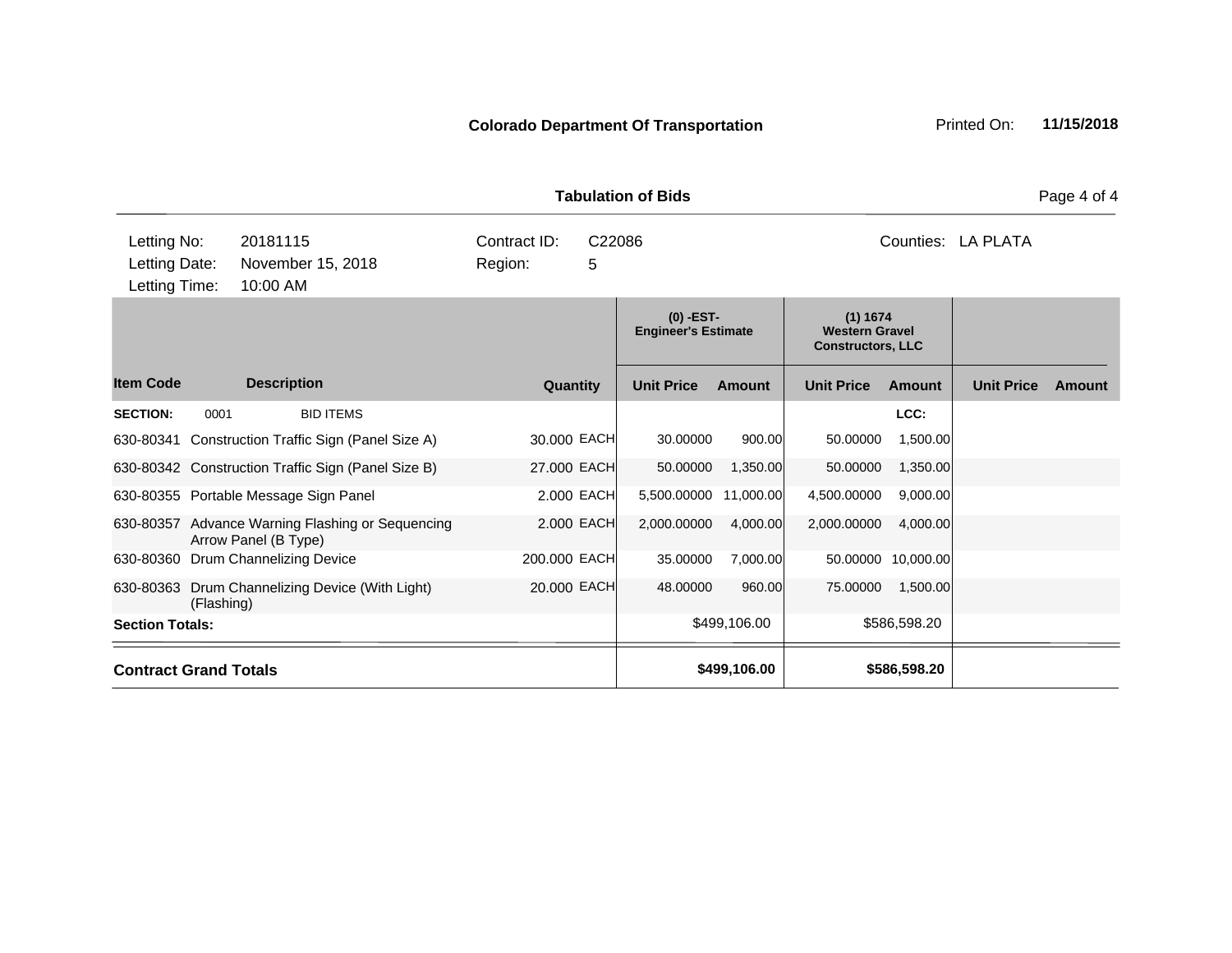**Colorado Department Of Transportation**

Printed On: **11/15/2018**

**Tabulation of Bids**

| | | | | |
|---|---|---|---|---|
| Letting No: | 20181115 | Contract ID: | C22086 | Counties: LA PLATA |
| Letting Date: | November 15, 2018 | Region: | 5 | |
| Letting Time: | 10:00 AM | | | |

| | | | | (0) -EST- Engineer's Estimate | | (1) 1674 Western Gravel Constructors, LLC | | | |
|---|---|---|---|---|---|---|---|---|---|
| **Item Code** | **Description** | **Quantity** | | **Unit Price** | **Amount** | **Unit Price** | **Amount** | **Unit Price** | **Amount** |
| **SECTION:** | 0001 BID ITEMS | | | | | | LCC: | | |
| 630-80341 | Construction Traffic Sign (Panel Size A) | 30.000 | EACH | 30.00000 | 900.00 | 50.00000 | 1,500.00 | | |
| 630-80342 | Construction Traffic Sign (Panel Size B) | 27.000 | EACH | 50.00000 | 1,350.00 | 50.00000 | 1,350.00 | | |
| 630-80355 | Portable Message Sign Panel | 2.000 | EACH | 5,500.00000 | 11,000.00 | 4,500.00000 | 9,000.00 | | |
| 630-80357 | Advance Warning Flashing or Sequencing Arrow Panel (B Type) | 2.000 | EACH | 2,000.00000 | 4,000.00 | 2,000.00000 | 4,000.00 | | |
| 630-80360 | Drum Channelizing Device | 200.000 | EACH | 35.00000 | 7,000.00 | 50.00000 | 10,000.00 | | |
| 630-80363 | Drum Channelizing Device (With Light) (Flashing) | 20.000 | EACH | 48.00000 | 960.00 | 75.00000 | 1,500.00 | | |
| **Section Totals:** | | | | | $499,106.00 | | $586,598.20 | | |
| **Contract Grand Totals** | | | | | **$499,106.00** | | **$586,598.20** | | |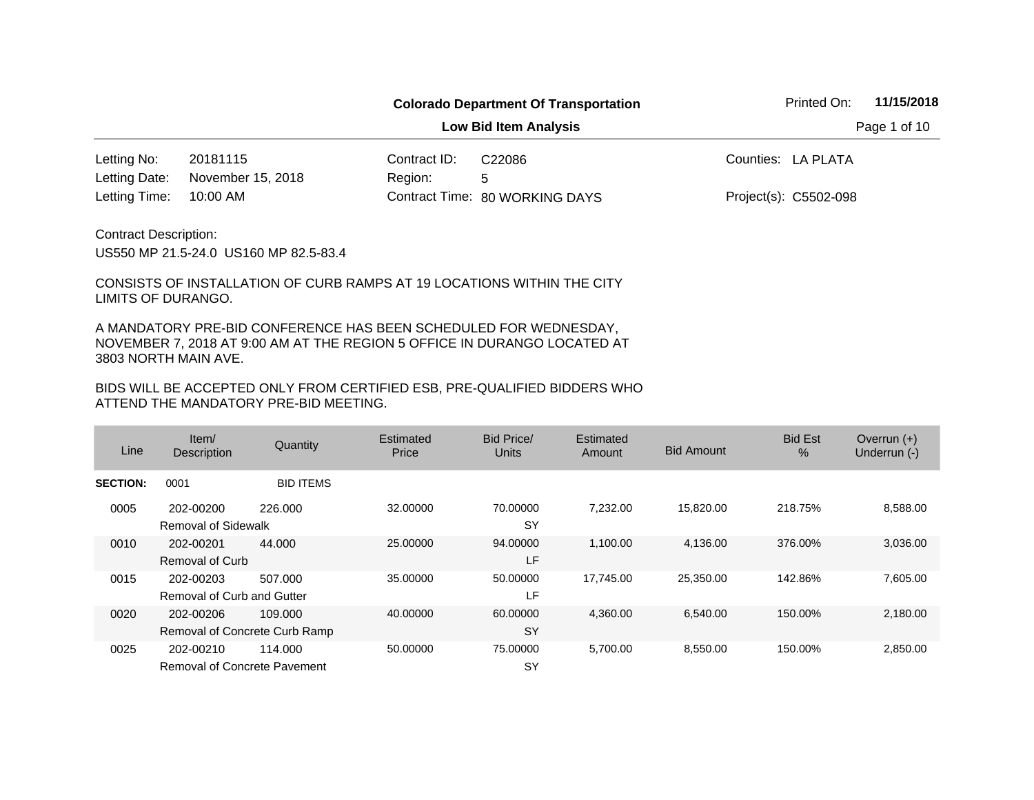**Colorado Department Of Transportation**

**Low Bid Item Analysis**

| | | | | | |
|---|---|---|---|---|---|
| Letting No: | 20181115 | Contract ID: | C22086 | Counties: | LA PLATA |
| Letting Date: | November 15, 2018 | Region: | 5 | | |
| Letting Time: | 10:00 AM | Contract Time: | 80 WORKING DAYS | Project(s): | C5502-098 |

Contract Description:

US550 MP 21.5-24.0 US160 MP 82.5-83.4

CONSISTS OF INSTALLATION OF CURB RAMPS AT 19 LOCATIONS WITHIN THE CITY LIMITS OF DURANGO.

A MANDATORY PRE-BID CONFERENCE HAS BEEN SCHEDULED FOR WEDNESDAY, NOVEMBER 7, 2018 AT 9:00 AM AT THE REGION 5 OFFICE IN DURANGO LOCATED AT 3803 NORTH MAIN AVE.

BIDS WILL BE ACCEPTED ONLY FROM CERTIFIED ESB, PRE-QUALIFIED BIDDERS WHO ATTEND THE MANDATORY PRE-BID MEETING.

| Line | Item/ Description | Quantity | Estimated Price | Bid Price/ Units | Estimated Amount | Bid Amount | Bid Est % | Overrun (+) Underrun (-) |
|---|---|---|---|---|---|---|---|---|
| **SECTION:** | 0001 | BID ITEMS | | | | | | |
| 0005 | 202-00200 Removal of Sidewalk | 226.000 | 32.00000 | 70.00000 SY | 7,232.00 | 15,820.00 | 218.75% | 8,588.00 |
| 0010 | 202-00201 Removal of Curb | 44.000 | 25.00000 | 94.00000 LF | 1,100.00 | 4,136.00 | 376.00% | 3,036.00 |
| 0015 | 202-00203 Removal of Curb and Gutter | 507.000 | 35.00000 | 50.00000 LF | 17,745.00 | 25,350.00 | 142.86% | 7,605.00 |
| 0020 | 202-00206 Removal of Concrete Curb Ramp | 109.000 | 40.00000 | 60.00000 SY | 4,360.00 | 6,540.00 | 150.00% | 2,180.00 |
| 0025 | 202-00210 Removal of Concrete Pavement | 114.000 | 50.00000 | 75.00000 SY | 5,700.00 | 8,550.00 | 150.00% | 2,850.00 |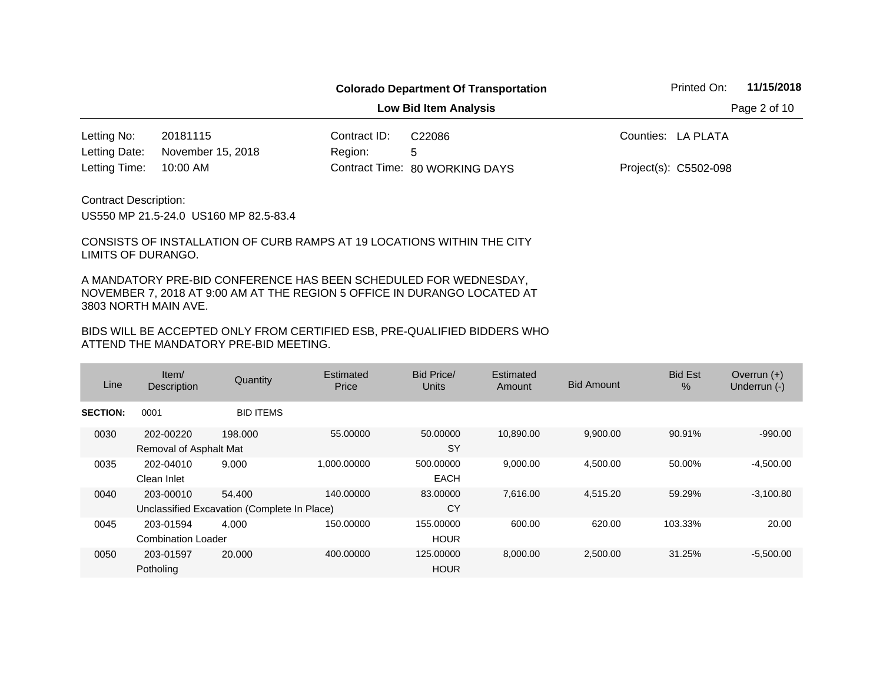**Colorado Department Of Transportation**

**Low Bid Item Analysis**

Printed On: **11/15/2018**

| | | | | | |
|---|---|---|---|---|---|
| Letting No: | 20181115 | Contract ID: | C22086 | Counties: | LA PLATA |
| Letting Date: | November 15, 2018 | Region: | 5 | | |
| Letting Time: | 10:00 AM | Contract Time: | 80 WORKING DAYS | Project(s): | C5502-098 |

Contract Description:

US550 MP 21.5-24.0 US160 MP 82.5-83.4

CONSISTS OF INSTALLATION OF CURB RAMPS AT 19 LOCATIONS WITHIN THE CITY LIMITS OF DURANGO.

A MANDATORY PRE-BID CONFERENCE HAS BEEN SCHEDULED FOR WEDNESDAY, NOVEMBER 7, 2018 AT 9:00 AM AT THE REGION 5 OFFICE IN DURANGO LOCATED AT 3803 NORTH MAIN AVE.

BIDS WILL BE ACCEPTED ONLY FROM CERTIFIED ESB, PRE-QUALIFIED BIDDERS WHO ATTEND THE MANDATORY PRE-BID MEETING.

| Line | Item/ Description | Quantity | Estimated Price | Bid Price/ Units | Estimated Amount | Bid Amount | Bid Est % | Overrun (+) Underrun (-) |
|---|---|---|---|---|---|---|---|---|
| **SECTION:** | 0001 | BID ITEMS | | | | | | |
| 0030 | 202-00220 Removal of Asphalt Mat | 198.000 | 55.00000 | 50.00000 SY | 10,890.00 | 9,900.00 | 90.91% | -990.00 |
| 0035 | 202-04010 Clean Inlet | 9.000 | 1,000.00000 | 500.00000 EACH | 9,000.00 | 4,500.00 | 50.00% | -4,500.00 |
| 0040 | 203-00010 Unclassified Excavation (Complete In Place) | 54.400 | 140.00000 | 83.00000 CY | 7,616.00 | 4,515.20 | 59.29% | -3,100.80 |
| 0045 | 203-01594 Combination Loader | 4.000 | 150.00000 | 155.00000 HOUR | 600.00 | 620.00 | 103.33% | 20.00 |
| 0050 | 203-01597 Potholing | 20.000 | 400.00000 | 125.00000 HOUR | 8,000.00 | 2,500.00 | 31.25% | -5,500.00 |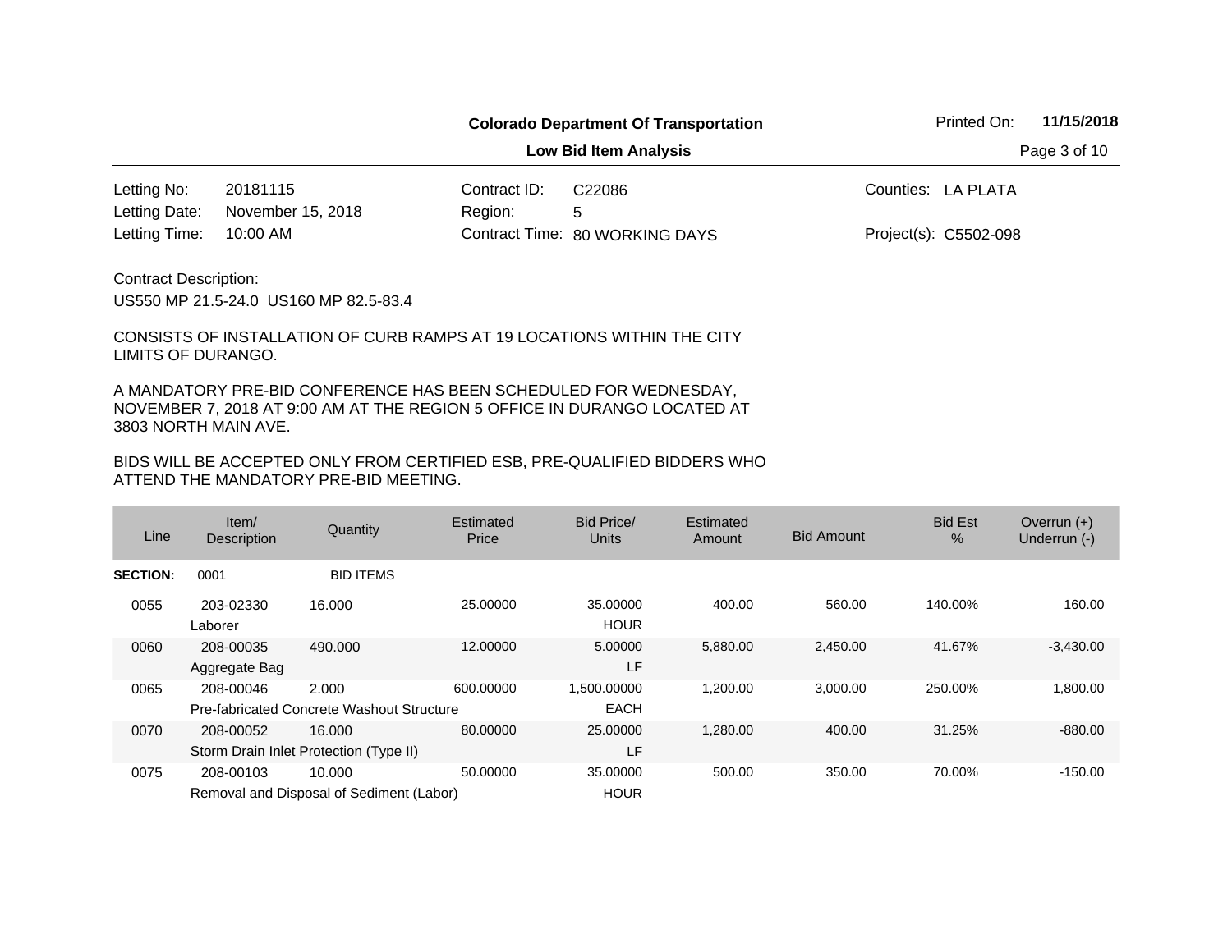**Colorado Department Of Transportation**

**Low Bid Item Analysis**

Printed On: **11/15/2018**

| | | | | | |
|---|---|---|---|---|---|
| Letting No: | 20181115 | Contract ID: | C22086 | Counties: | LA PLATA |
| Letting Date: | November 15, 2018 | Region: | 5 | | |
| Letting Time: | 10:00 AM | Contract Time: | 80 WORKING DAYS | Project(s): | C5502-098 |

Contract Description:

US550 MP 21.5-24.0 US160 MP 82.5-83.4

CONSISTS OF INSTALLATION OF CURB RAMPS AT 19 LOCATIONS WITHIN THE CITY LIMITS OF DURANGO.

A MANDATORY PRE-BID CONFERENCE HAS BEEN SCHEDULED FOR WEDNESDAY, NOVEMBER 7, 2018 AT 9:00 AM AT THE REGION 5 OFFICE IN DURANGO LOCATED AT 3803 NORTH MAIN AVE.

BIDS WILL BE ACCEPTED ONLY FROM CERTIFIED ESB, PRE-QUALIFIED BIDDERS WHO ATTEND THE MANDATORY PRE-BID MEETING.

| Line | Item/ Description | Quantity | Estimated Price | Bid Price/ Units | Estimated Amount | Bid Amount | Bid Est % | Overrun (+) Underrun (-) |
|---|---|---|---|---|---|---|---|---|
| **SECTION:** | 0001 | BID ITEMS | | | | | | |
| 0055 | 203-02330 Laborer | 16.000 | 25.00000 | 35.00000 HOUR | 400.00 | 560.00 | 140.00% | 160.00 |
| 0060 | 208-00035 Aggregate Bag | 490.000 | 12.00000 | 5.00000 LF | 5,880.00 | 2,450.00 | 41.67% | -3,430.00 |
| 0065 | 208-00046 Pre-fabricated Concrete Washout Structure | 2.000 | 600.00000 | 1,500.00000 EACH | 1,200.00 | 3,000.00 | 250.00% | 1,800.00 |
| 0070 | 208-00052 Storm Drain Inlet Protection (Type II) | 16.000 | 80.00000 | 25.00000 LF | 1,280.00 | 400.00 | 31.25% | -880.00 |
| 0075 | 208-00103 Removal and Disposal of Sediment (Labor) | 10.000 | 50.00000 | 35.00000 HOUR | 500.00 | 350.00 | 70.00% | -150.00 |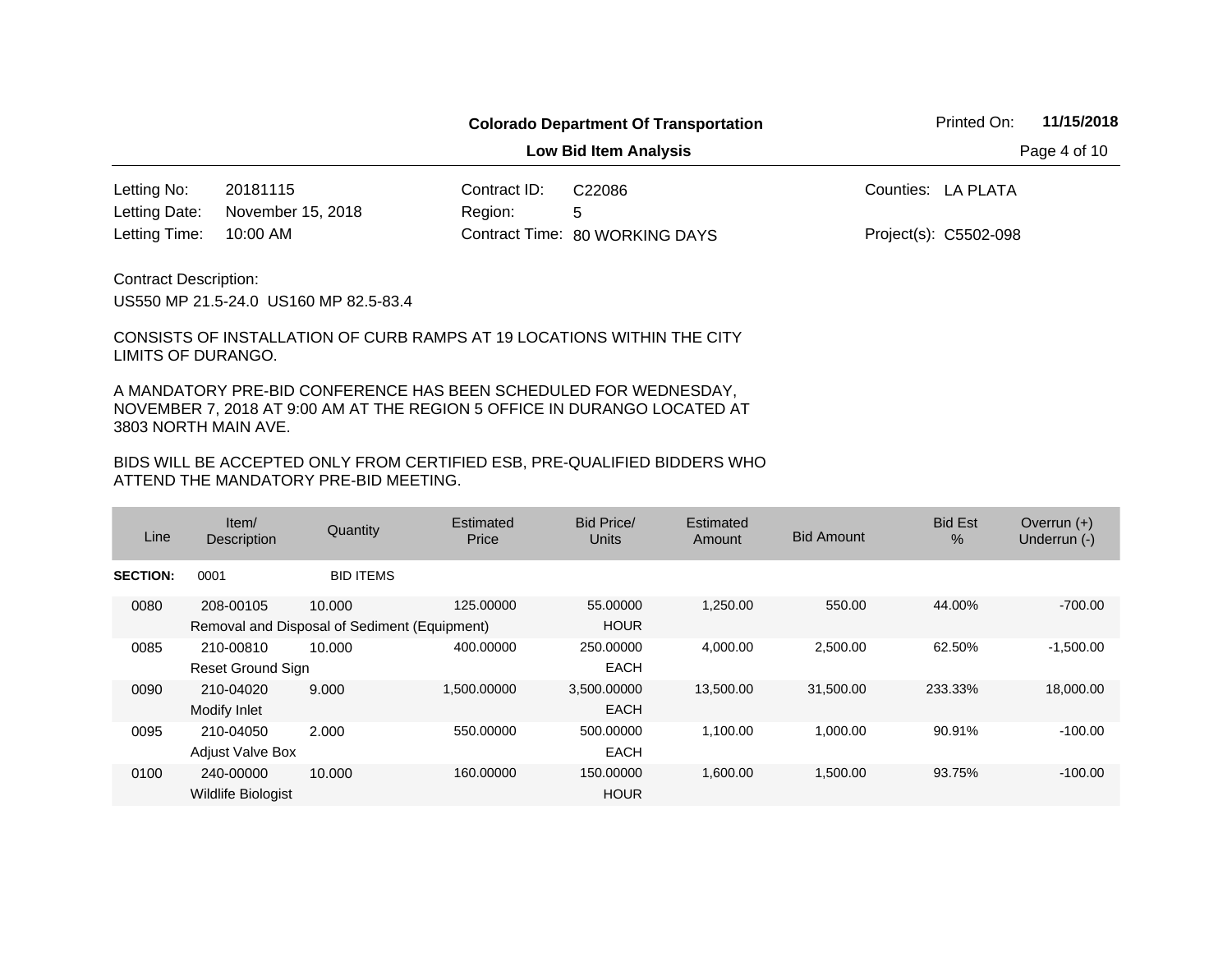**Colorado Department Of Transportation**

**Low Bid Item Analysis**

Printed On: **11/15/2018**

| | | | | | |
|---|---|---|---|---|---|
| Letting No: | 20181115 | Contract ID: | C22086 | Counties: | LA PLATA |
| Letting Date: | November 15, 2018 | Region: | 5 | | |
| Letting Time: | 10:00 AM | Contract Time: | 80 WORKING DAYS | Project(s): | C5502-098 |

Contract Description:

US550 MP 21.5-24.0 US160 MP 82.5-83.4

CONSISTS OF INSTALLATION OF CURB RAMPS AT 19 LOCATIONS WITHIN THE CITY LIMITS OF DURANGO.

A MANDATORY PRE-BID CONFERENCE HAS BEEN SCHEDULED FOR WEDNESDAY, NOVEMBER 7, 2018 AT 9:00 AM AT THE REGION 5 OFFICE IN DURANGO LOCATED AT 3803 NORTH MAIN AVE.

BIDS WILL BE ACCEPTED ONLY FROM CERTIFIED ESB, PRE-QUALIFIED BIDDERS WHO ATTEND THE MANDATORY PRE-BID MEETING.

| Line | Item/ Description | Quantity | Estimated Price | Bid Price/ Units | Estimated Amount | Bid Amount | Bid Est % | Overrun (+) Underrun (-) |
|---|---|---|---|---|---|---|---|---|
| **SECTION:** | 0001 | BID ITEMS | | | | | | |
| 0080 | 208-00105 Removal and Disposal of Sediment (Equipment) | 10.000 | 125.00000 | 55.00000 HOUR | 1,250.00 | 550.00 | 44.00% | -700.00 |
| 0085 | 210-00810 Reset Ground Sign | 10.000 | 400.00000 | 250.00000 EACH | 4,000.00 | 2,500.00 | 62.50% | -1,500.00 |
| 0090 | 210-04020 Modify Inlet | 9.000 | 1,500.00000 | 3,500.00000 EACH | 13,500.00 | 31,500.00 | 233.33% | 18,000.00 |
| 0095 | 210-04050 Adjust Valve Box | 2.000 | 550.00000 | 500.00000 EACH | 1,100.00 | 1,000.00 | 90.91% | -100.00 |
| 0100 | 240-00000 Wildlife Biologist | 10.000 | 160.00000 | 150.00000 HOUR | 1,600.00 | 1,500.00 | 93.75% | -100.00 |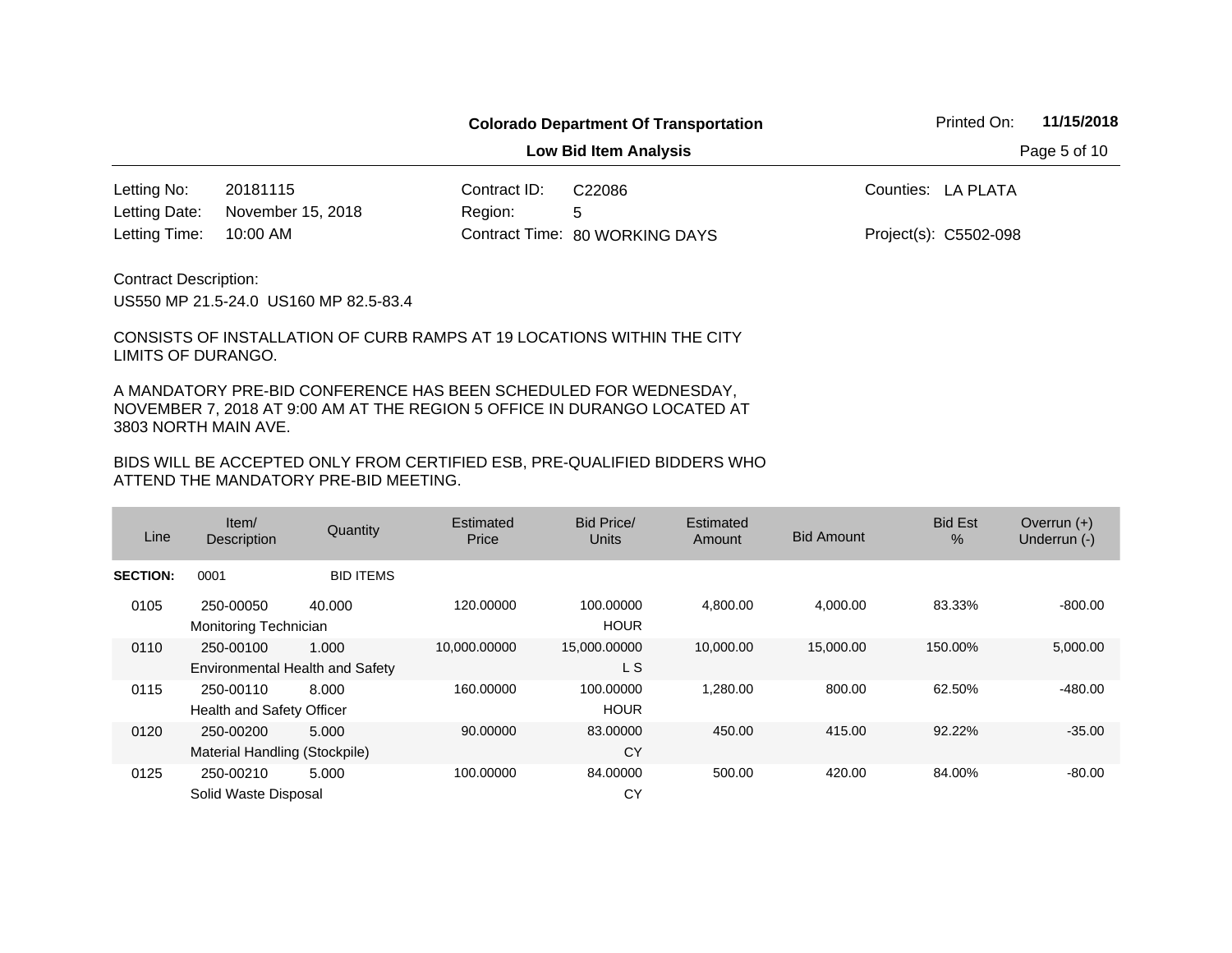**Colorado Department Of Transportation**

Printed On: **11/15/2018**

**Low Bid Item Analysis**

| | | | | | |
|---|---|---|---|---|---|
| Letting No: | 20181115 | Contract ID: | C22086 | Counties: | LA PLATA |
| Letting Date: | November 15, 2018 | Region: | 5 | | |
| Letting Time: | 10:00 AM | Contract Time: | 80 WORKING DAYS | Project(s): | C5502-098 |

Contract Description:

US550 MP 21.5-24.0 US160 MP 82.5-83.4

CONSISTS OF INSTALLATION OF CURB RAMPS AT 19 LOCATIONS WITHIN THE CITY LIMITS OF DURANGO.

A MANDATORY PRE-BID CONFERENCE HAS BEEN SCHEDULED FOR WEDNESDAY, NOVEMBER 7, 2018 AT 9:00 AM AT THE REGION 5 OFFICE IN DURANGO LOCATED AT 3803 NORTH MAIN AVE.

BIDS WILL BE ACCEPTED ONLY FROM CERTIFIED ESB, PRE-QUALIFIED BIDDERS WHO ATTEND THE MANDATORY PRE-BID MEETING.

| Line | Item/ Description | Quantity | Estimated Price | Bid Price/ Units | Estimated Amount | Bid Amount | Bid Est % | Overrun (+) Underrun (-) |
|---|---|---|---|---|---|---|---|---|
| **SECTION:** | 0001 | BID ITEMS | | | | | | |
| 0105 | 250-00050 Monitoring Technician | 40.000 | 120.00000 | 100.00000 HOUR | 4,800.00 | 4,000.00 | 83.33% | -800.00 |
| 0110 | 250-00100 Environmental Health and Safety | 1.000 | 10,000.00000 | 15,000.00000 L S | 10,000.00 | 15,000.00 | 150.00% | 5,000.00 |
| 0115 | 250-00110 Health and Safety Officer | 8.000 | 160.00000 | 100.00000 HOUR | 1,280.00 | 800.00 | 62.50% | -480.00 |
| 0120 | 250-00200 Material Handling (Stockpile) | 5.000 | 90.00000 | 83.00000 CY | 450.00 | 415.00 | 92.22% | -35.00 |
| 0125 | 250-00210 Solid Waste Disposal | 5.000 | 100.00000 | 84.00000 CY | 500.00 | 420.00 | 84.00% | -80.00 |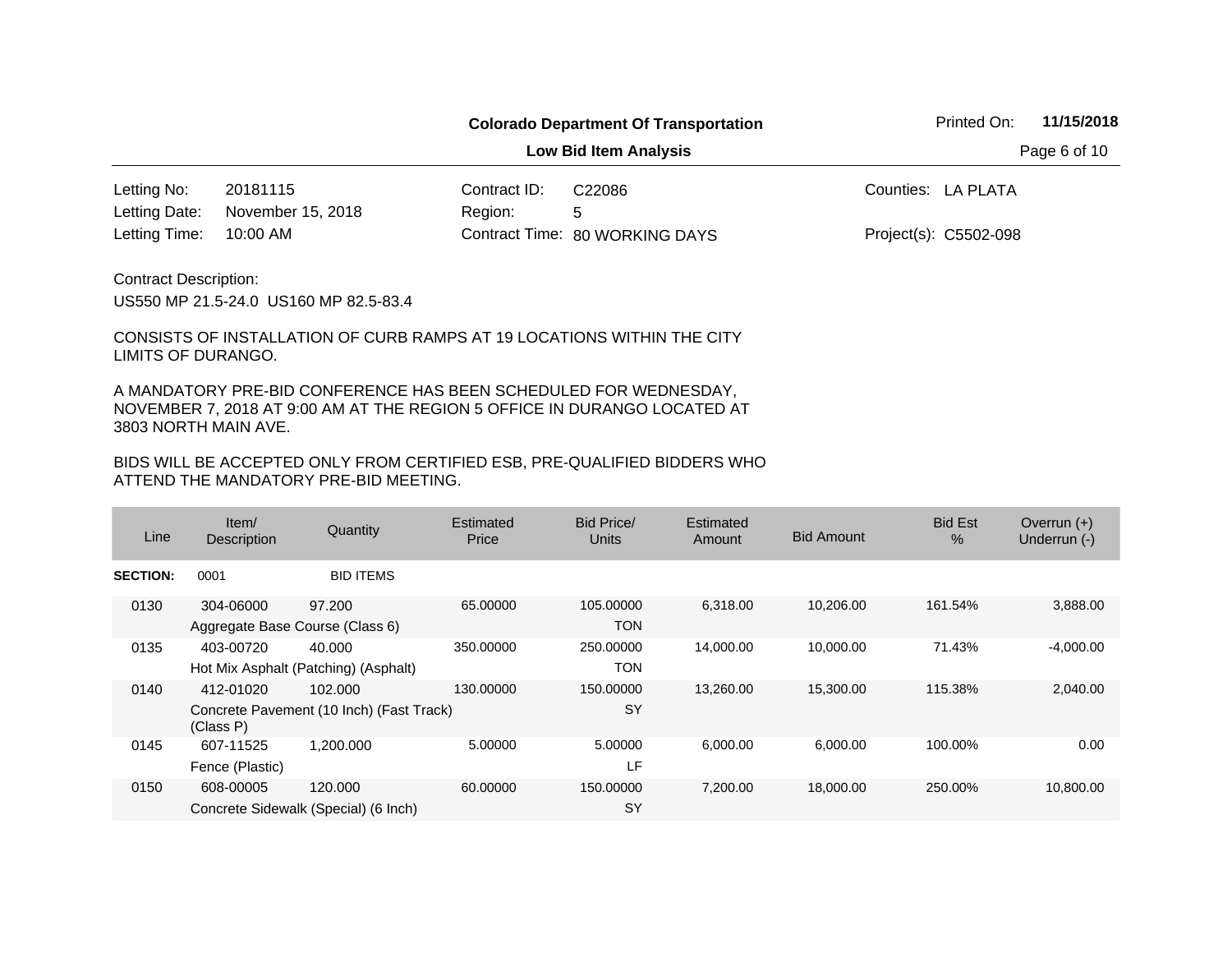**Colorado Department Of Transportation**

Printed On: **11/15/2018**

**Low Bid Item Analysis**

| | | | | | |
|---|---|---|---|---|---|
| Letting No: | 20181115 | Contract ID: | C22086 | Counties: | LA PLATA |
| Letting Date: | November 15, 2018 | Region: | 5 | | |
| Letting Time: | 10:00 AM | Contract Time: | 80 WORKING DAYS | Project(s): | C5502-098 |

Contract Description:

US550 MP 21.5-24.0 US160 MP 82.5-83.4

CONSISTS OF INSTALLATION OF CURB RAMPS AT 19 LOCATIONS WITHIN THE CITY LIMITS OF DURANGO.

A MANDATORY PRE-BID CONFERENCE HAS BEEN SCHEDULED FOR WEDNESDAY, NOVEMBER 7, 2018 AT 9:00 AM AT THE REGION 5 OFFICE IN DURANGO LOCATED AT 3803 NORTH MAIN AVE.

BIDS WILL BE ACCEPTED ONLY FROM CERTIFIED ESB, PRE-QUALIFIED BIDDERS WHO ATTEND THE MANDATORY PRE-BID MEETING.

| Line | Item/ Description | Quantity | Estimated Price | Bid Price/ Units | Estimated Amount | Bid Amount | Bid Est % | Overrun (+) Underrun (-) |
|---|---|---|---|---|---|---|---|---|
| **SECTION:** | 0001 | BID ITEMS | | | | | | |
| 0130 | 304-06000 Aggregate Base Course (Class 6) | 97.200 | 65.00000 | 105.00000 TON | 6,318.00 | 10,206.00 | 161.54% | 3,888.00 |
| 0135 | 403-00720 Hot Mix Asphalt (Patching) (Asphalt) | 40.000 | 350.00000 | 250.00000 TON | 14,000.00 | 10,000.00 | 71.43% | -4,000.00 |
| 0140 | 412-01020 Concrete Pavement (10 Inch) (Fast Track) (Class P) | 102.000 | 130.00000 | 150.00000 SY | 13,260.00 | 15,300.00 | 115.38% | 2,040.00 |
| 0145 | 607-11525 Fence (Plastic) | 1,200.000 | 5.00000 | 5.00000 LF | 6,000.00 | 6,000.00 | 100.00% | 0.00 |
| 0150 | 608-00005 Concrete Sidewalk (Special) (6 Inch) | 120.000 | 60.00000 | 150.00000 SY | 7,200.00 | 18,000.00 | 250.00% | 10,800.00 |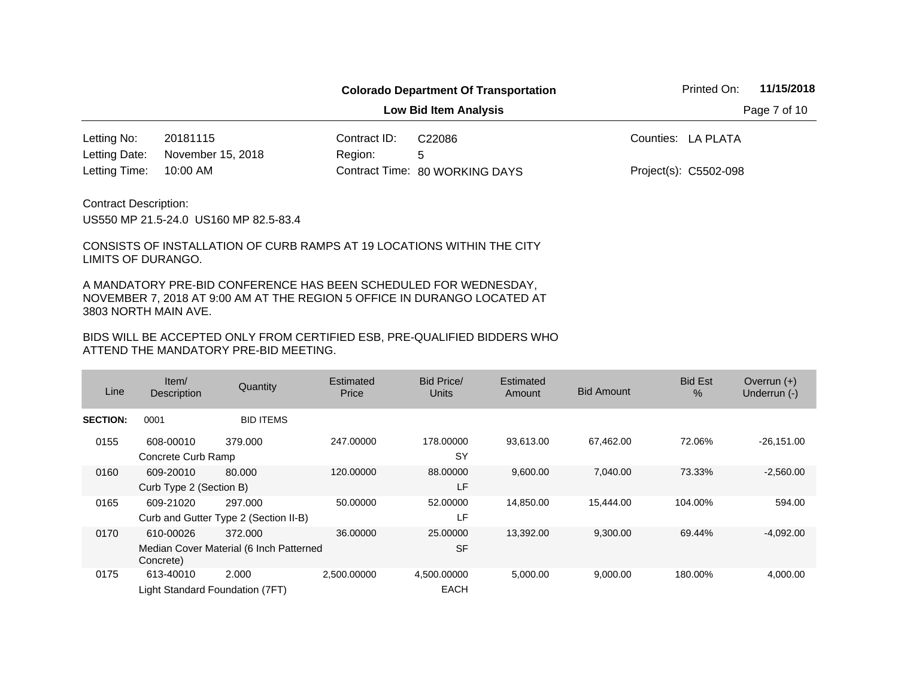**Colorado Department Of Transportation**

**Low Bid Item Analysis**

Printed On: **11/15/2018**

| | | | | | |
|---|---|---|---|---|---|
| Letting No: | 20181115 | Contract ID: | C22086 | Counties: | LA PLATA |
| Letting Date: | November 15, 2018 | Region: | 5 | | |
| Letting Time: | 10:00 AM | Contract Time: | 80 WORKING DAYS | Project(s): | C5502-098 |

Contract Description:

US550 MP 21.5-24.0 US160 MP 82.5-83.4

CONSISTS OF INSTALLATION OF CURB RAMPS AT 19 LOCATIONS WITHIN THE CITY LIMITS OF DURANGO.

A MANDATORY PRE-BID CONFERENCE HAS BEEN SCHEDULED FOR WEDNESDAY, NOVEMBER 7, 2018 AT 9:00 AM AT THE REGION 5 OFFICE IN DURANGO LOCATED AT 3803 NORTH MAIN AVE.

BIDS WILL BE ACCEPTED ONLY FROM CERTIFIED ESB, PRE-QUALIFIED BIDDERS WHO ATTEND THE MANDATORY PRE-BID MEETING.

| Line | Item/ Description | Quantity | Estimated Price | Bid Price/ Units | Estimated Amount | Bid Amount | Bid Est % | Overrun (+) Underrun (-) |
|---|---|---|---|---|---|---|---|---|
| **SECTION:** | 0001 | BID ITEMS | | | | | | |
| 0155 | 608-00010 Concrete Curb Ramp | 379.000 | 247.00000 | 178.00000 SY | 93,613.00 | 67,462.00 | 72.06% | -26,151.00 |
| 0160 | 609-20010 Curb Type 2 (Section B) | 80.000 | 120.00000 | 88.00000 LF | 9,600.00 | 7,040.00 | 73.33% | -2,560.00 |
| 0165 | 609-21020 Curb and Gutter Type 2 (Section II-B) | 297.000 | 50.00000 | 52.00000 LF | 14,850.00 | 15,444.00 | 104.00% | 594.00 |
| 0170 | 610-00026 Median Cover Material (6 Inch Patterned Concrete) | 372.000 | 36.00000 | 25.00000 SF | 13,392.00 | 9,300.00 | 69.44% | -4,092.00 |
| 0175 | 613-40010 Light Standard Foundation (7FT) | 2.000 | 2,500.00000 | 4,500.00000 EACH | 5,000.00 | 9,000.00 | 180.00% | 4,000.00 |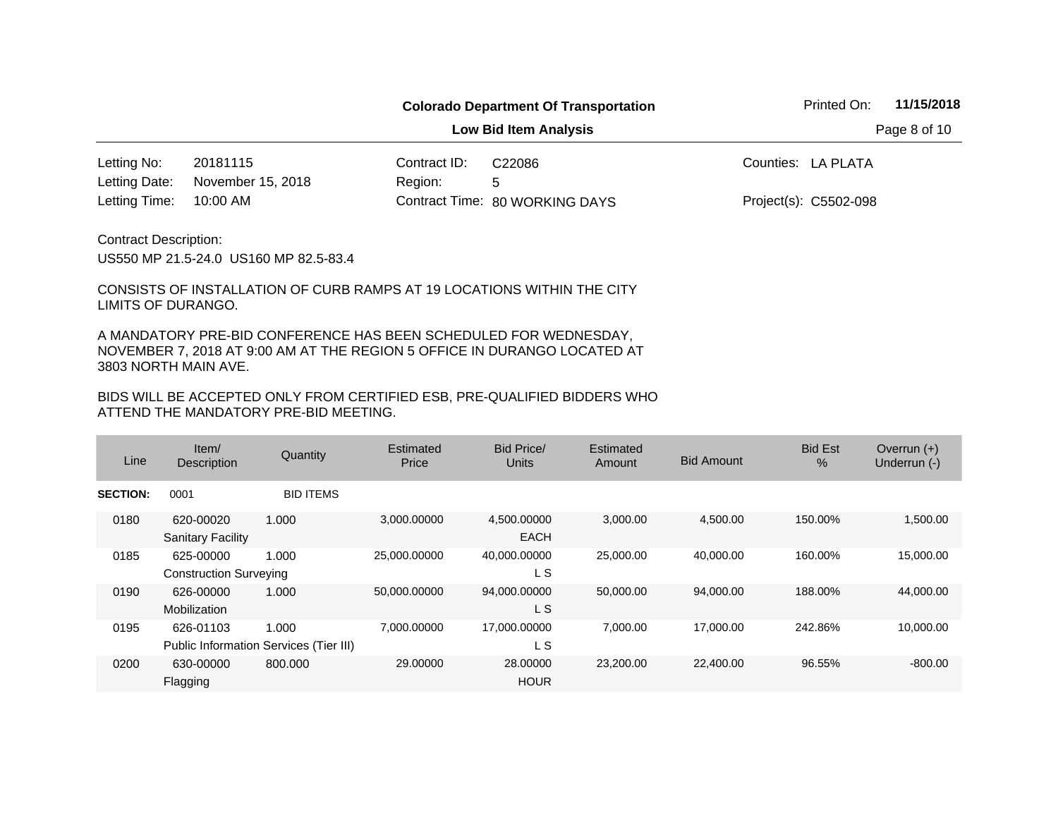**Colorado Department Of Transportation**

**Low Bid Item Analysis**

Printed On: **11/15/2018**

| | | | | | |
|---|---|---|---|---|---|
| Letting No: | 20181115 | Contract ID: | C22086 | Counties: | LA PLATA |
| Letting Date: | November 15, 2018 | Region: | 5 | | |
| Letting Time: | 10:00 AM | Contract Time: | 80 WORKING DAYS | Project(s): | C5502-098 |

Contract Description:

US550 MP 21.5-24.0 US160 MP 82.5-83.4

CONSISTS OF INSTALLATION OF CURB RAMPS AT 19 LOCATIONS WITHIN THE CITY LIMITS OF DURANGO.

A MANDATORY PRE-BID CONFERENCE HAS BEEN SCHEDULED FOR WEDNESDAY, NOVEMBER 7, 2018 AT 9:00 AM AT THE REGION 5 OFFICE IN DURANGO LOCATED AT 3803 NORTH MAIN AVE.

BIDS WILL BE ACCEPTED ONLY FROM CERTIFIED ESB, PRE-QUALIFIED BIDDERS WHO ATTEND THE MANDATORY PRE-BID MEETING.

| Line | Item/ Description | Quantity | Estimated Price | Bid Price/ Units | Estimated Amount | Bid Amount | Bid Est % | Overrun (+) Underrun (-) |
|---|---|---|---|---|---|---|---|---|
| **SECTION:** | 0001 | BID ITEMS | | | | | | |
| 0180 | 620-00020 Sanitary Facility | 1.000 | 3,000.00000 | 4,500.00000 EACH | 3,000.00 | 4,500.00 | 150.00% | 1,500.00 |
| 0185 | 625-00000 Construction Surveying | 1.000 | 25,000.00000 | 40,000.00000 L S | 25,000.00 | 40,000.00 | 160.00% | 15,000.00 |
| 0190 | 626-00000 Mobilization | 1.000 | 50,000.00000 | 94,000.00000 L S | 50,000.00 | 94,000.00 | 188.00% | 44,000.00 |
| 0195 | 626-01103 Public Information Services (Tier III) | 1.000 | 7,000.00000 | 17,000.00000 L S | 7,000.00 | 17,000.00 | 242.86% | 10,000.00 |
| 0200 | 630-00000 Flagging | 800.000 | 29.00000 | 28.00000 HOUR | 23,200.00 | 22,400.00 | 96.55% | -800.00 |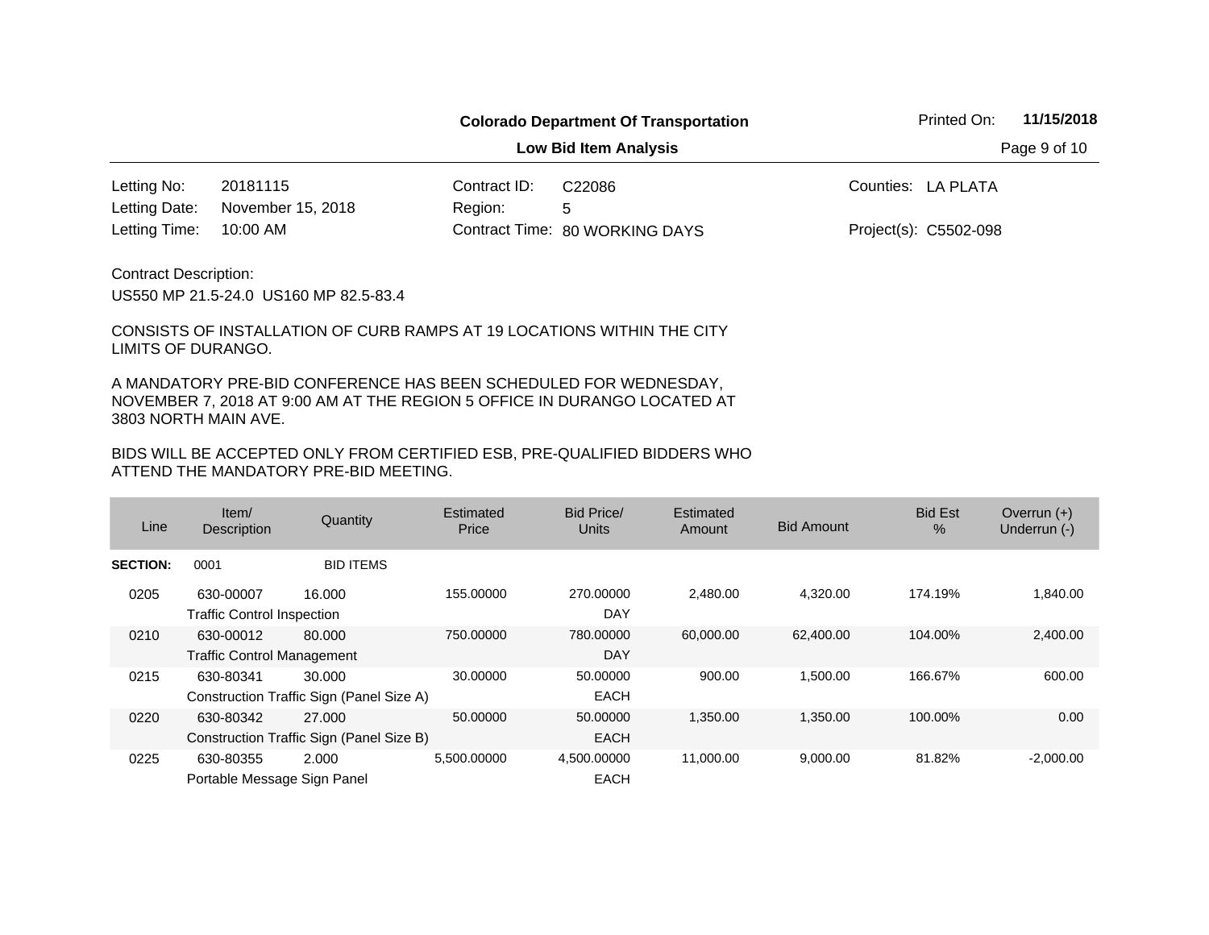**Colorado Department Of Transportation**

**Low Bid Item Analysis**

Printed On: **11/15/2018**

| | | | | | |
|---|---|---|---|---|---|
| Letting No: | 20181115 | Contract ID: | C22086 | Counties: | LA PLATA |
| Letting Date: | November 15, 2018 | Region: | 5 | | |
| Letting Time: | 10:00 AM | Contract Time: | 80 WORKING DAYS | Project(s): | C5502-098 |

Contract Description:

US550 MP 21.5-24.0 US160 MP 82.5-83.4

CONSISTS OF INSTALLATION OF CURB RAMPS AT 19 LOCATIONS WITHIN THE CITY LIMITS OF DURANGO.

A MANDATORY PRE-BID CONFERENCE HAS BEEN SCHEDULED FOR WEDNESDAY, NOVEMBER 7, 2018 AT 9:00 AM AT THE REGION 5 OFFICE IN DURANGO LOCATED AT 3803 NORTH MAIN AVE.

BIDS WILL BE ACCEPTED ONLY FROM CERTIFIED ESB, PRE-QUALIFIED BIDDERS WHO ATTEND THE MANDATORY PRE-BID MEETING.

| Line | Item/ Description | Quantity | Estimated Price | Bid Price/ Units | Estimated Amount | Bid Amount | Bid Est % | Overrun (+) Underrun (-) |
|---|---|---|---|---|---|---|---|---|
| **SECTION:** | 0001 | BID ITEMS | | | | | | |
| 0205 | 630-00007 Traffic Control Inspection | 16.000 | 155.00000 | 270.00000 DAY | 2,480.00 | 4,320.00 | 174.19% | 1,840.00 |
| 0210 | 630-00012 Traffic Control Management | 80.000 | 750.00000 | 780.00000 DAY | 60,000.00 | 62,400.00 | 104.00% | 2,400.00 |
| 0215 | 630-80341 Construction Traffic Sign (Panel Size A) | 30.000 | 30.00000 | 50.00000 EACH | 900.00 | 1,500.00 | 166.67% | 600.00 |
| 0220 | 630-80342 Construction Traffic Sign (Panel Size B) | 27.000 | 50.00000 | 50.00000 EACH | 1,350.00 | 1,350.00 | 100.00% | 0.00 |
| 0225 | 630-80355 Portable Message Sign Panel | 2.000 | 5,500.00000 | 4,500.00000 EACH | 11,000.00 | 9,000.00 | 81.82% | -2,000.00 |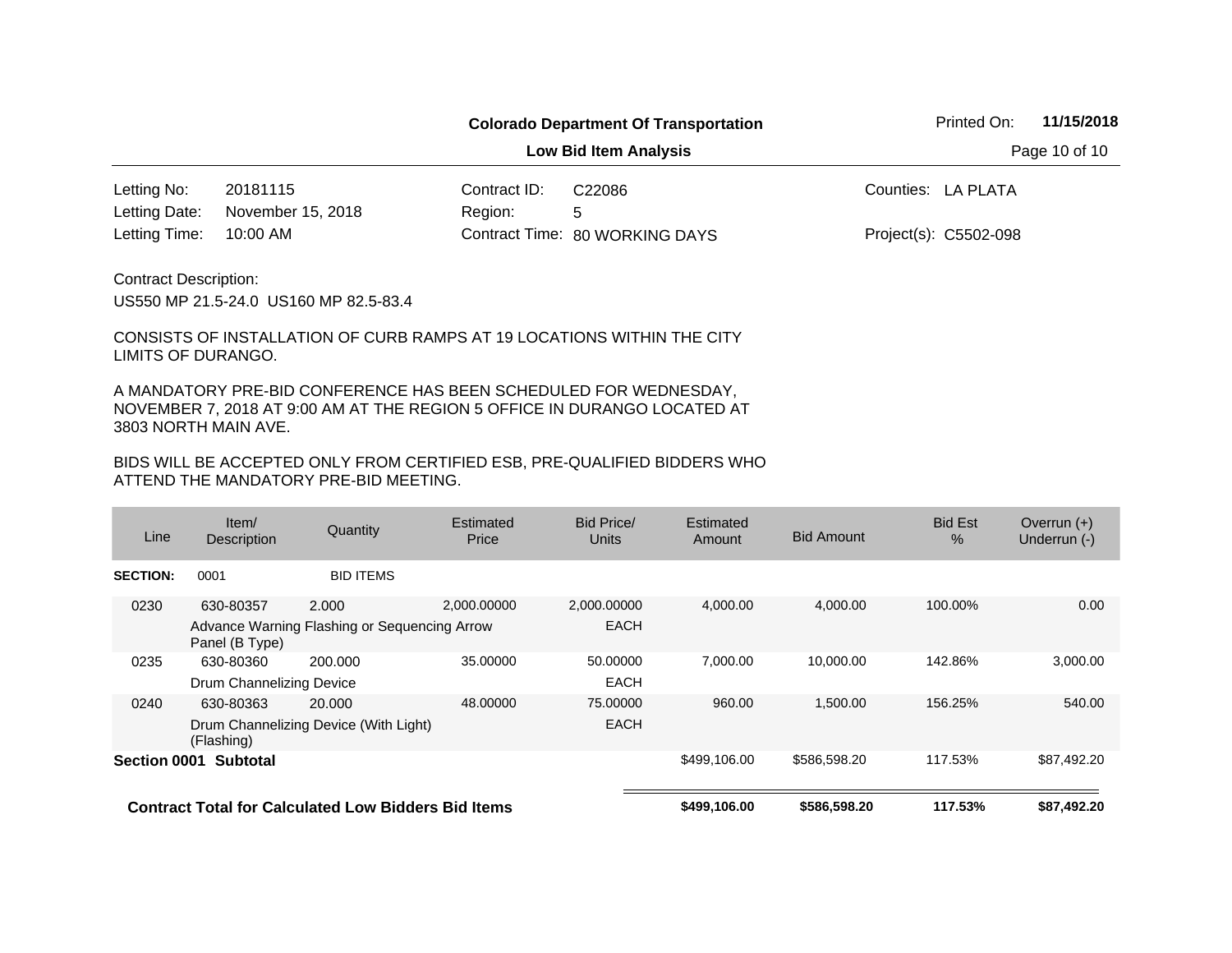**Colorado Department Of Transportation**

Printed On: **11/15/2018**

**Low Bid Item Analysis**

| | | | | | |
|---|---|---|---|---|---|
| Letting No: | 20181115 | Contract ID: | C22086 | Counties: | LA PLATA |
| Letting Date: | November 15, 2018 | Region: | 5 | | |
| Letting Time: | 10:00 AM | Contract Time: | 80 WORKING DAYS | Project(s): | C5502-098 |

Contract Description:

US550 MP 21.5-24.0 US160 MP 82.5-83.4

CONSISTS OF INSTALLATION OF CURB RAMPS AT 19 LOCATIONS WITHIN THE CITY LIMITS OF DURANGO.

A MANDATORY PRE-BID CONFERENCE HAS BEEN SCHEDULED FOR WEDNESDAY, NOVEMBER 7, 2018 AT 9:00 AM AT THE REGION 5 OFFICE IN DURANGO LOCATED AT 3803 NORTH MAIN AVE.

BIDS WILL BE ACCEPTED ONLY FROM CERTIFIED ESB, PRE-QUALIFIED BIDDERS WHO ATTEND THE MANDATORY PRE-BID MEETING.

| Line | Item/ Description | Quantity | Estimated Price | Bid Price/ Units | Estimated Amount | Bid Amount | Bid Est % | Overrun (+) Underrun (-) |
|---|---|---|---|---|---|---|---|---|
| **SECTION:** | 0001 | BID ITEMS | | | | | | |
| 0230 | 630-80357 Advance Warning Flashing or Sequencing Arrow Panel (B Type) | 2.000 | 2,000.00000 | 2,000.00000 EACH | 4,000.00 | 4,000.00 | 100.00% | 0.00 |
| 0235 | 630-80360 Drum Channelizing Device | 200.000 | 35.00000 | 50.00000 EACH | 7,000.00 | 10,000.00 | 142.86% | 3,000.00 |
| 0240 | 630-80363 Drum Channelizing Device (With Light) (Flashing) | 20.000 | 48.00000 | 75.00000 EACH | 960.00 | 1,500.00 | 156.25% | 540.00 |
| **Section 0001 Subtotal** | | | | | $499,106.00 | $586,598.20 | 117.53% | $87,492.20 |
| **Contract Total for Calculated Low Bidders Bid Items** | | | | | **$499,106.00** | **$586,598.20** | **117.53%** | **$87,492.20** |